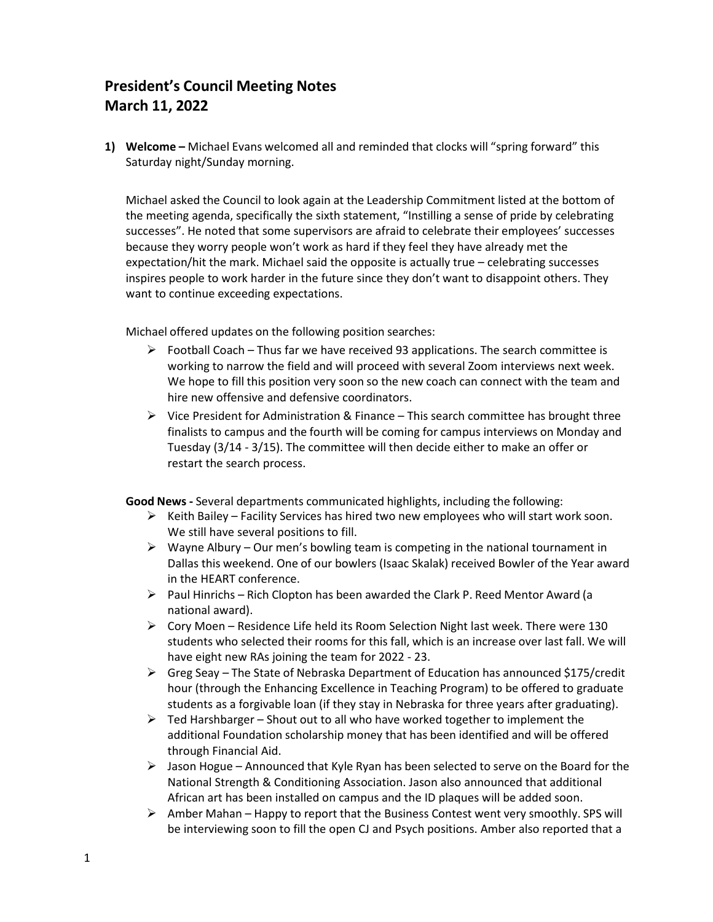# President's Council Meeting Notes
# March 11, 2022

1) **Welcome –** Michael Evans welcomed all and reminded that clocks will "spring forward" this Saturday night/Sunday morning.

   Michael asked the Council to look again at the Leadership Commitment listed at the bottom of the meeting agenda, specifically the sixth statement, "Instilling a sense of pride by celebrating successes". He noted that some supervisors are afraid to celebrate their employees' successes because they worry people won't work as hard if they feel they have already met the expectation/hit the mark. Michael said the opposite is actually true – celebrating successes inspires people to work harder in the future since they don't want to disappoint others. They want to continue exceeding expectations.

   Michael offered updates on the following position searches:

   - Football Coach – Thus far we have received 93 applications. The search committee is working to narrow the field and will proceed with several Zoom interviews next week. We hope to fill this position very soon so the new coach can connect with the team and hire new offensive and defensive coordinators.
   - Vice President for Administration & Finance – This search committee has brought three finalists to campus and the fourth will be coming for campus interviews on Monday and Tuesday (3/14 - 3/15). The committee will then decide either to make an offer or restart the search process.

   **Good News -** Several departments communicated highlights, including the following:

   - Keith Bailey – Facility Services has hired two new employees who will start work soon. We still have several positions to fill.
   - Wayne Albury – Our men's bowling team is competing in the national tournament in Dallas this weekend. One of our bowlers (Isaac Skalak) received Bowler of the Year award in the HEART conference.
   - Paul Hinrichs – Rich Clopton has been awarded the Clark P. Reed Mentor Award (a national award).
   - Cory Moen – Residence Life held its Room Selection Night last week. There were 130 students who selected their rooms for this fall, which is an increase over last fall. We will have eight new RAs joining the team for 2022 - 23.
   - Greg Seay – The State of Nebraska Department of Education has announced $175/credit hour (through the Enhancing Excellence in Teaching Program) to be offered to graduate students as a forgivable loan (if they stay in Nebraska for three years after graduating).
   - Ted Harshbarger – Shout out to all who have worked together to implement the additional Foundation scholarship money that has been identified and will be offered through Financial Aid.
   - Jason Hogue – Announced that Kyle Ryan has been selected to serve on the Board for the National Strength & Conditioning Association. Jason also announced that additional African art has been installed on campus and the ID plaques will be added soon.
   - Amber Mahan – Happy to report that the Business Contest went very smoothly. SPS will be interviewing soon to fill the open CJ and Psych positions. Amber also reported that a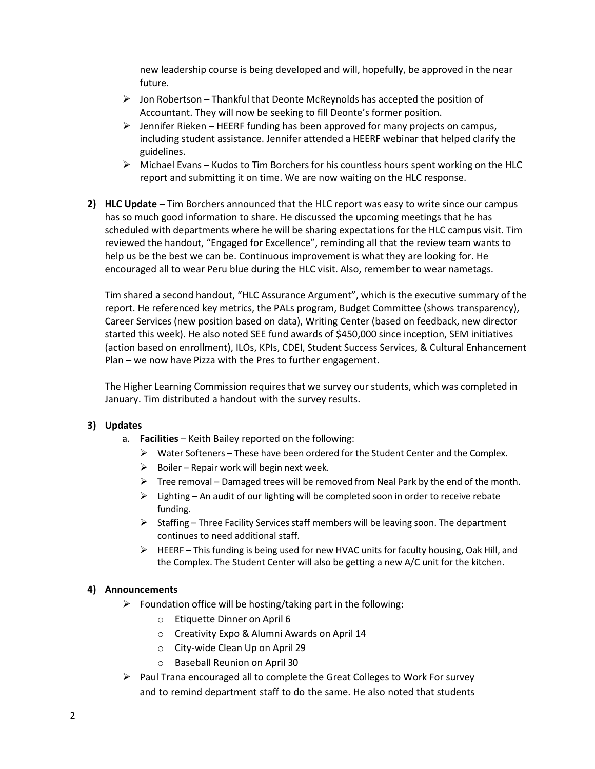new leadership course is being developed and will, hopefully, be approved in the near future.

- Jon Robertson – Thankful that Deonte McReynolds has accepted the position of Accountant. They will now be seeking to fill Deonte's former position.
- Jennifer Rieken – HEERF funding has been approved for many projects on campus, including student assistance. Jennifer attended a HEERF webinar that helped clarify the guidelines.
- Michael Evans – Kudos to Tim Borchers for his countless hours spent working on the HLC report and submitting it on time. We are now waiting on the HLC response.

2) **HLC Update –** Tim Borchers announced that the HLC report was easy to write since our campus has so much good information to share. He discussed the upcoming meetings that he has scheduled with departments where he will be sharing expectations for the HLC campus visit. Tim reviewed the handout, "Engaged for Excellence", reminding all that the review team wants to help us be the best we can be. Continuous improvement is what they are looking for. He encouraged all to wear Peru blue during the HLC visit. Also, remember to wear nametags.

   Tim shared a second handout, "HLC Assurance Argument", which is the executive summary of the report. He referenced key metrics, the PALs program, Budget Committee (shows transparency), Career Services (new position based on data), Writing Center (based on feedback, new director started this week). He also noted SEE fund awards of $450,000 since inception, SEM initiatives (action based on enrollment), ILOs, KPIs, CDEI, Student Success Services, & Cultural Enhancement Plan – we now have Pizza with the Pres to further engagement.

   The Higher Learning Commission requires that we survey our students, which was completed in January. Tim distributed a handout with the survey results.

3) **Updates**
   a. **Facilities** – Keith Bailey reported on the following:
      - Water Softeners – These have been ordered for the Student Center and the Complex.
      - Boiler – Repair work will begin next week.
      - Tree removal – Damaged trees will be removed from Neal Park by the end of the month.
      - Lighting – An audit of our lighting will be completed soon in order to receive rebate funding.
      - Staffing – Three Facility Services staff members will be leaving soon. The department continues to need additional staff.
      - HEERF – This funding is being used for new HVAC units for faculty housing, Oak Hill, and the Complex. The Student Center will also be getting a new A/C unit for the kitchen.

4) **Announcements**
   - Foundation office will be hosting/taking part in the following:
     - Etiquette Dinner on April 6
     - Creativity Expo & Alumni Awards on April 14
     - City-wide Clean Up on April 29
     - Baseball Reunion on April 30
   - Paul Trana encouraged all to complete the Great Colleges to Work For survey and to remind department staff to do the same. He also noted that students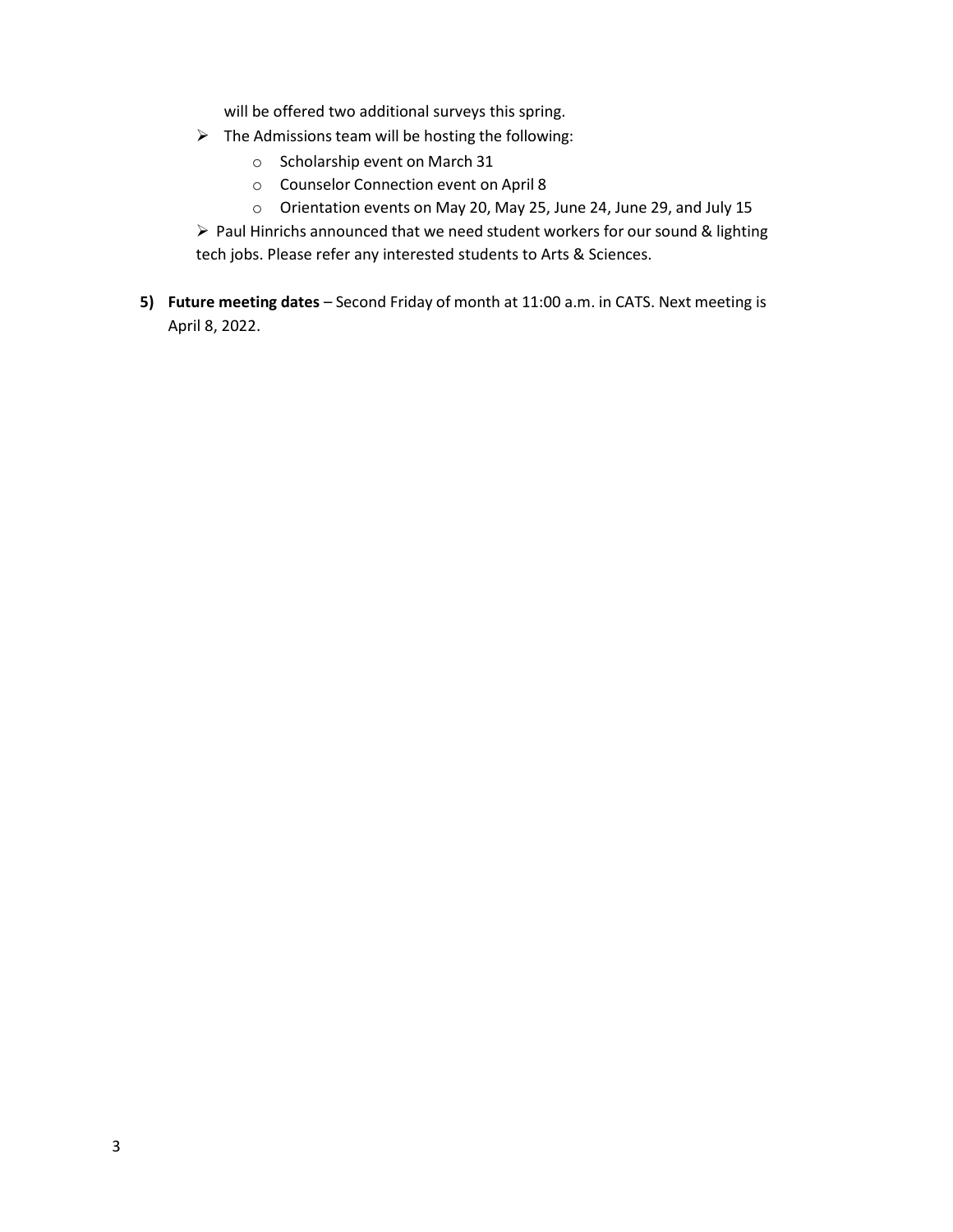will be offered two additional surveys this spring.

- The Admissions team will be hosting the following:
  - Scholarship event on March 31
  - Counselor Connection event on April 8
  - Orientation events on May 20, May 25, June 24, June 29, and July 15
- Paul Hinrichs announced that we need student workers for our sound & lighting tech jobs. Please refer any interested students to Arts & Sciences.

5) **Future meeting dates** – Second Friday of month at 11:00 a.m. in CATS. Next meeting is April 8, 2022.